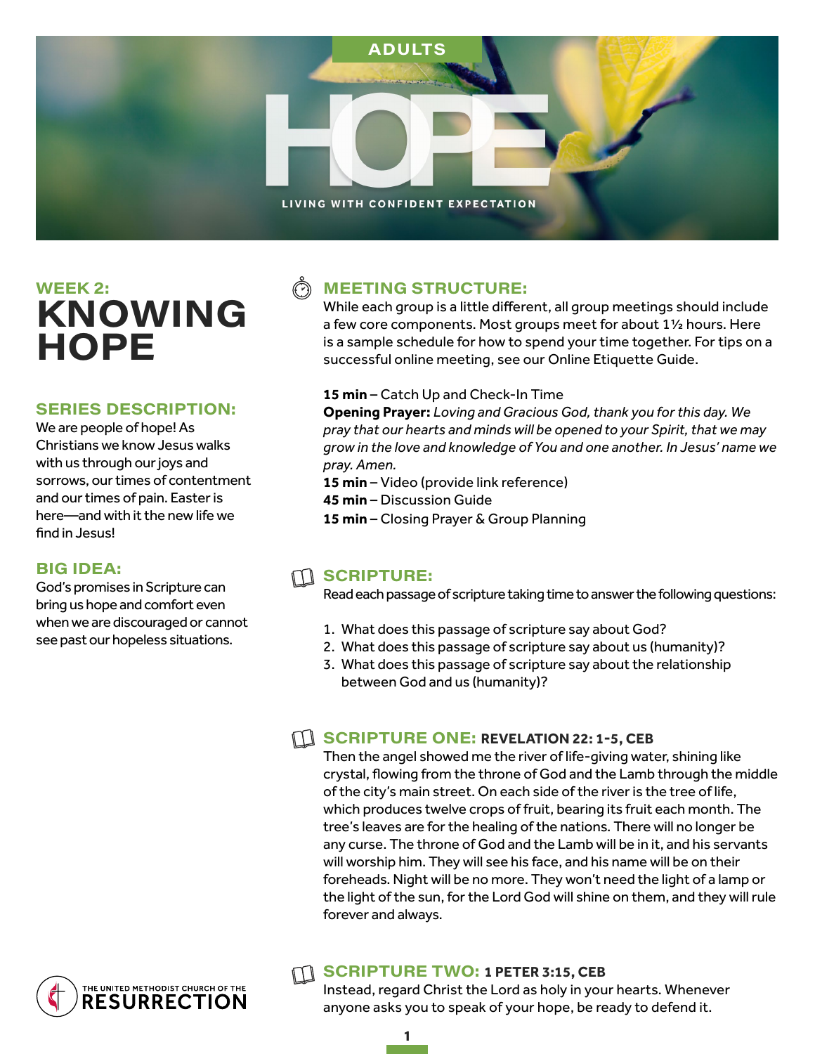ADULTS

# HOPE

LIVING WITH CONFIDENT EXPECTATION

## WEEK 2: KNOWING HOPE

### SERIES DESCRIPTION:

We are people of hope! As Christians we know Jesus walks with us through our joys and sorrows, our times of contentment and our times of pain. Easter is here—and with it the new life we find in Jesus!

### BIG IDEA:

God's promises in Scripture can bring us hope and comfort even when we are discouraged or cannot see past our hopeless situations.

THE UNITED METHODIST CHURCH OF THE RESURRECTION

### MEETING STRUCTURE:

While each group is a little different, all group meetings should include a few core components. Most groups meet for about 1½ hours. Here is a sample schedule for how to spend your time together. For tips on a successful online meeting, see our Online Etiquette Guide.

**15 min** – Catch Up and Check-In Time

**Opening Prayer:** *Loving and Gracious God, thank you for this day. We pray that our hearts and minds will be opened to your Spirit, that we may grow in the love and knowledge of You and one another. In Jesus' name we pray. Amen.*

**15 min** – Video (provide link reference)

**45 min** – Discussion Guide

**15 min** – Closing Prayer & Group Planning

### SCRIPTURE:

Read each passage of scripture taking time to answer the following questions:

1. What does this passage of scripture say about God?
2. What does this passage of scripture say about us (humanity)?
3. What does this passage of scripture say about the relationship between God and us (humanity)?

### SCRIPTURE ONE: REVELATION 22: 1-5, CEB

Then the angel showed me the river of life-giving water, shining like crystal, flowing from the throne of God and the Lamb through the middle of the city's main street. On each side of the river is the tree of life, which produces twelve crops of fruit, bearing its fruit each month. The tree's leaves are for the healing of the nations. There will no longer be any curse. The throne of God and the Lamb will be in it, and his servants will worship him. They will see his face, and his name will be on their foreheads. Night will be no more. They won't need the light of a lamp or the light of the sun, for the Lord God will shine on them, and they will rule forever and always.

### SCRIPTURE TWO: 1 PETER 3:15, CEB

Instead, regard Christ the Lord as holy in your hearts. Whenever anyone asks you to speak of your hope, be ready to defend it.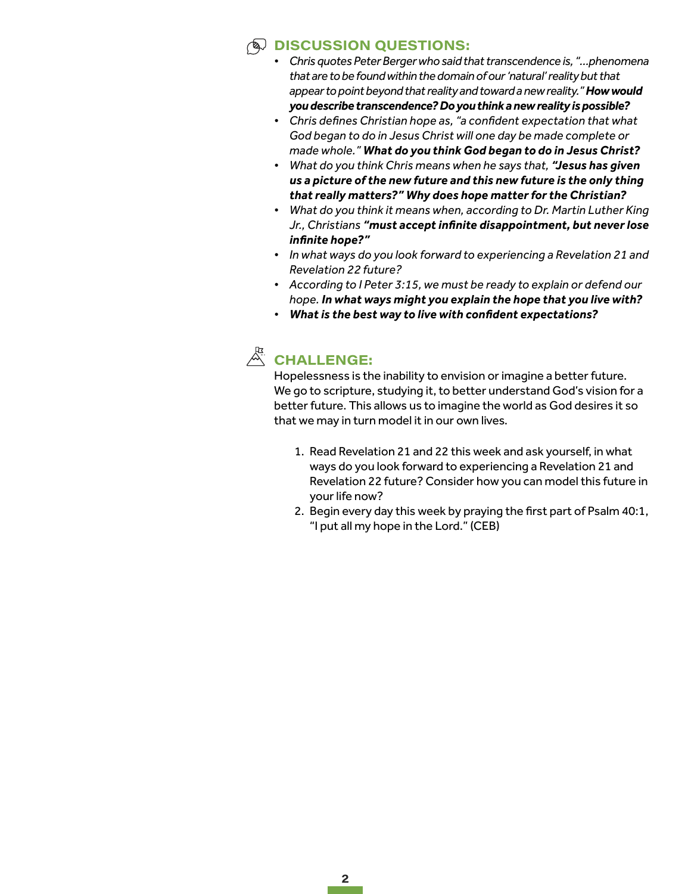## DISCUSSION QUESTIONS:

- *Chris quotes Peter Berger who said that transcendence is, "...phenomena that are to be found within the domain of our 'natural' reality but that appear to point beyond that reality and toward a new reality."* ***How would you describe transcendence? Do you think a new reality is possible?***
- *Chris defines Christian hope as, "a confident expectation that what God began to do in Jesus Christ will one day be made complete or made whole."* ***What do you think God began to do in Jesus Christ?***
- *What do you think Chris means when he says that,* ***"Jesus has given us a picture of the new future and this new future is the only thing that really matters?" Why does hope matter for the Christian?***
- *What do you think it means when, according to Dr. Martin Luther King Jr., Christians* ***"must accept infinite disappointment, but never lose infinite hope?"***
- *In what ways do you look forward to experiencing a Revelation 21 and Revelation 22 future?*
- *According to I Peter 3:15, we must be ready to explain or defend our hope.* ***In what ways might you explain the hope that you live with?***
- ***What is the best way to live with confident expectations?***

## CHALLENGE:

Hopelessness is the inability to envision or imagine a better future. We go to scripture, studying it, to better understand God's vision for a better future. This allows us to imagine the world as God desires it so that we may in turn model it in our own lives.

1. Read Revelation 21 and 22 this week and ask yourself, in what ways do you look forward to experiencing a Revelation 21 and Revelation 22 future? Consider how you can model this future in your life now?
2. Begin every day this week by praying the first part of Psalm 40:1, "I put all my hope in the Lord." (CEB)